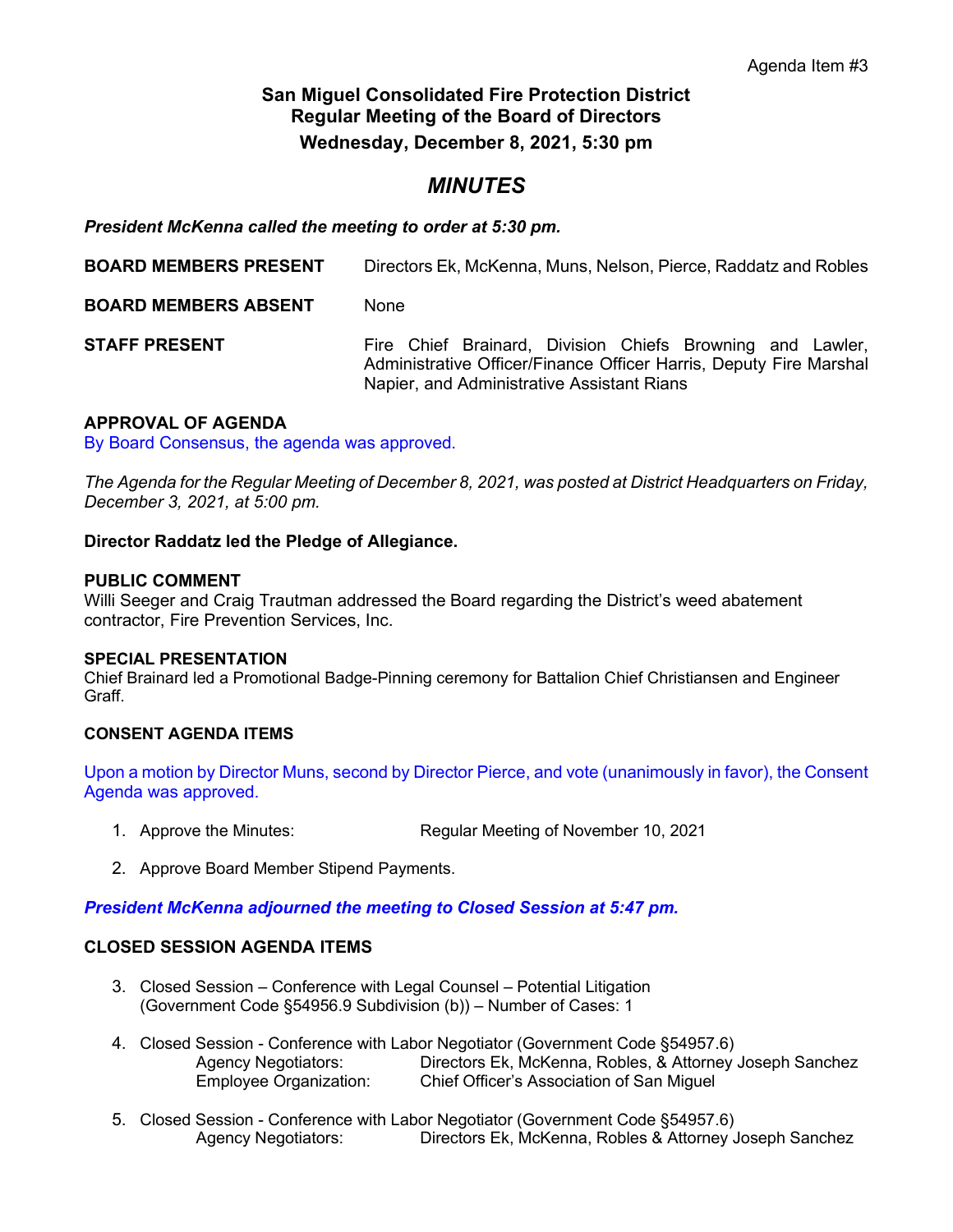Agenda Item #3

# San Miguel Consolidated Fire Protection District
## Regular Meeting of the Board of Directors
### Wednesday, December 8, 2021, 5:30 pm

# *MINUTES*

***President McKenna called the meeting to order at 5:30 pm.***

**BOARD MEMBERS PRESENT** Directors Ek, McKenna, Muns, Nelson, Pierce, Raddatz and Robles

**BOARD MEMBERS ABSENT** None

**STAFF PRESENT** Fire Chief Brainard, Division Chiefs Browning and Lawler, Administrative Officer/Finance Officer Harris, Deputy Fire Marshal Napier, and Administrative Assistant Rians

**APPROVAL OF AGENDA**
By Board Consensus, the agenda was approved.

*The Agenda for the Regular Meeting of December 8, 2021, was posted at District Headquarters on Friday, December 3, 2021, at 5:00 pm.*

**Director Raddatz led the Pledge of Allegiance.**

**PUBLIC COMMENT**
Willi Seeger and Craig Trautman addressed the Board regarding the District's weed abatement contractor, Fire Prevention Services, Inc.

**SPECIAL PRESENTATION**
Chief Brainard led a Promotional Badge-Pinning ceremony for Battalion Chief Christiansen and Engineer Graff.

**CONSENT AGENDA ITEMS**

Upon a motion by Director Muns, second by Director Pierce, and vote (unanimously in favor), the Consent Agenda was approved.

1. Approve the Minutes: Regular Meeting of November 10, 2021

2. Approve Board Member Stipend Payments.

***President McKenna adjourned the meeting to Closed Session at 5:47 pm.***

**CLOSED SESSION AGENDA ITEMS**

3. Closed Session – Conference with Legal Counsel – Potential Litigation (Government Code §54956.9 Subdivision (b)) – Number of Cases: 1

4. Closed Session - Conference with Labor Negotiator (Government Code §54957.6)
   Agency Negotiators: Directors Ek, McKenna, Robles, & Attorney Joseph Sanchez
   Employee Organization: Chief Officer's Association of San Miguel

5. Closed Session - Conference with Labor Negotiator (Government Code §54957.6)
   Agency Negotiators: Directors Ek, McKenna, Robles & Attorney Joseph Sanchez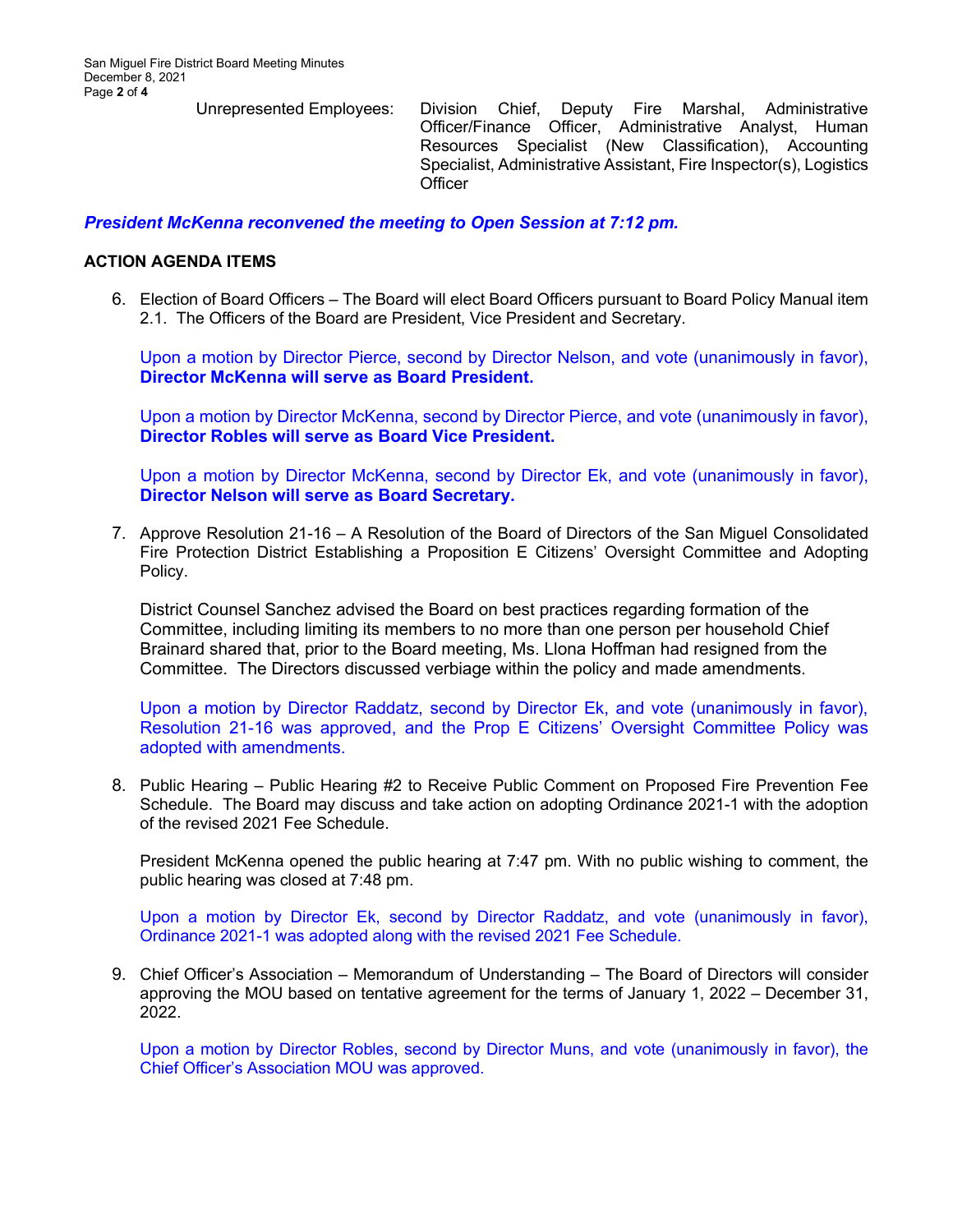Unrepresented Employees: Division Chief, Deputy Fire Marshal, Administrative Officer/Finance Officer, Administrative Analyst, Human Resources Specialist (New Classification), Accounting Specialist, Administrative Assistant, Fire Inspector(s), Logistics Officer

***President McKenna reconvened the meeting to Open Session at 7:12 pm.***

**ACTION AGENDA ITEMS**

6. Election of Board Officers – The Board will elect Board Officers pursuant to Board Policy Manual item 2.1. The Officers of the Board are President, Vice President and Secretary.

   Upon a motion by Director Pierce, second by Director Nelson, and vote (unanimously in favor), **Director McKenna will serve as Board President.**

   Upon a motion by Director McKenna, second by Director Pierce, and vote (unanimously in favor), **Director Robles will serve as Board Vice President.**

   Upon a motion by Director McKenna, second by Director Ek, and vote (unanimously in favor), **Director Nelson will serve as Board Secretary.**

7. Approve Resolution 21-16 – A Resolution of the Board of Directors of the San Miguel Consolidated Fire Protection District Establishing a Proposition E Citizens' Oversight Committee and Adopting Policy.

   District Counsel Sanchez advised the Board on best practices regarding formation of the Committee, including limiting its members to no more than one person per household Chief Brainard shared that, prior to the Board meeting, Ms. Llona Hoffman had resigned from the Committee. The Directors discussed verbiage within the policy and made amendments.

   Upon a motion by Director Raddatz, second by Director Ek, and vote (unanimously in favor), Resolution 21-16 was approved, and the Prop E Citizens' Oversight Committee Policy was adopted with amendments.

8. Public Hearing – Public Hearing #2 to Receive Public Comment on Proposed Fire Prevention Fee Schedule. The Board may discuss and take action on adopting Ordinance 2021-1 with the adoption of the revised 2021 Fee Schedule.

   President McKenna opened the public hearing at 7:47 pm. With no public wishing to comment, the public hearing was closed at 7:48 pm.

   Upon a motion by Director Ek, second by Director Raddatz, and vote (unanimously in favor), Ordinance 2021-1 was adopted along with the revised 2021 Fee Schedule.

9. Chief Officer's Association – Memorandum of Understanding – The Board of Directors will consider approving the MOU based on tentative agreement for the terms of January 1, 2022 – December 31, 2022.

   Upon a motion by Director Robles, second by Director Muns, and vote (unanimously in favor), the Chief Officer's Association MOU was approved.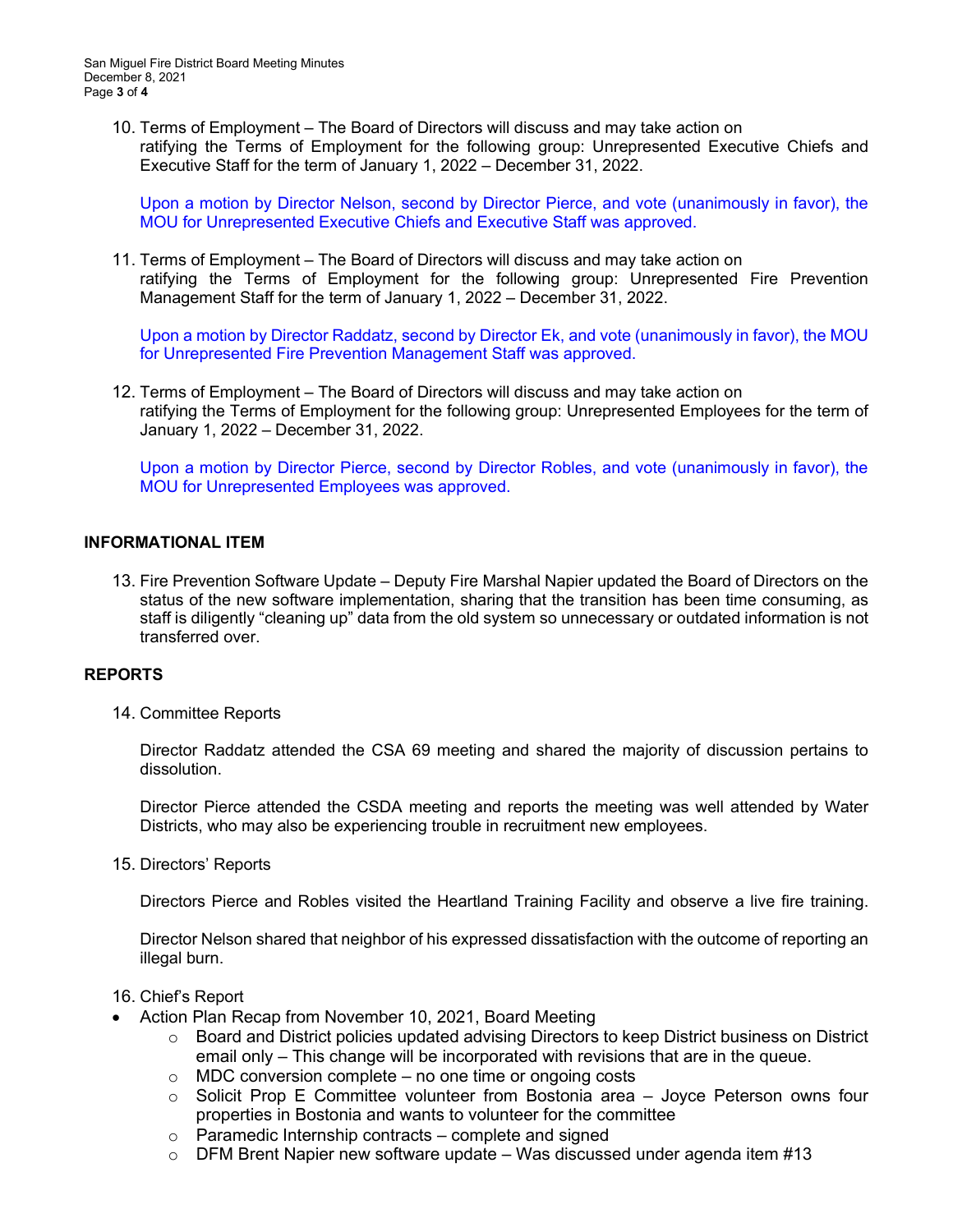10. Terms of Employment – The Board of Directors will discuss and may take action on ratifying the Terms of Employment for the following group: Unrepresented Executive Chiefs and Executive Staff for the term of January 1, 2022 – December 31, 2022.

    Upon a motion by Director Nelson, second by Director Pierce, and vote (unanimously in favor), the MOU for Unrepresented Executive Chiefs and Executive Staff was approved.

11. Terms of Employment – The Board of Directors will discuss and may take action on ratifying the Terms of Employment for the following group: Unrepresented Fire Prevention Management Staff for the term of January 1, 2022 – December 31, 2022.

    Upon a motion by Director Raddatz, second by Director Ek, and vote (unanimously in favor), the MOU for Unrepresented Fire Prevention Management Staff was approved.

12. Terms of Employment – The Board of Directors will discuss and may take action on ratifying the Terms of Employment for the following group: Unrepresented Employees for the term of January 1, 2022 – December 31, 2022.

    Upon a motion by Director Pierce, second by Director Robles, and vote (unanimously in favor), the MOU for Unrepresented Employees was approved.

## INFORMATIONAL ITEM

13. Fire Prevention Software Update – Deputy Fire Marshal Napier updated the Board of Directors on the status of the new software implementation, sharing that the transition has been time consuming, as staff is diligently "cleaning up" data from the old system so unnecessary or outdated information is not transferred over.

## REPORTS

14. Committee Reports

    Director Raddatz attended the CSA 69 meeting and shared the majority of discussion pertains to dissolution.

    Director Pierce attended the CSDA meeting and reports the meeting was well attended by Water Districts, who may also be experiencing trouble in recruitment new employees.

15. Directors' Reports

    Directors Pierce and Robles visited the Heartland Training Facility and observe a live fire training.

    Director Nelson shared that neighbor of his expressed dissatisfaction with the outcome of reporting an illegal burn.

16. Chief's Report

- Action Plan Recap from November 10, 2021, Board Meeting
  - Board and District policies updated advising Directors to keep District business on District email only – This change will be incorporated with revisions that are in the queue.
  - MDC conversion complete – no one time or ongoing costs
  - Solicit Prop E Committee volunteer from Bostonia area – Joyce Peterson owns four properties in Bostonia and wants to volunteer for the committee
  - Paramedic Internship contracts – complete and signed
  - DFM Brent Napier new software update – Was discussed under agenda item #13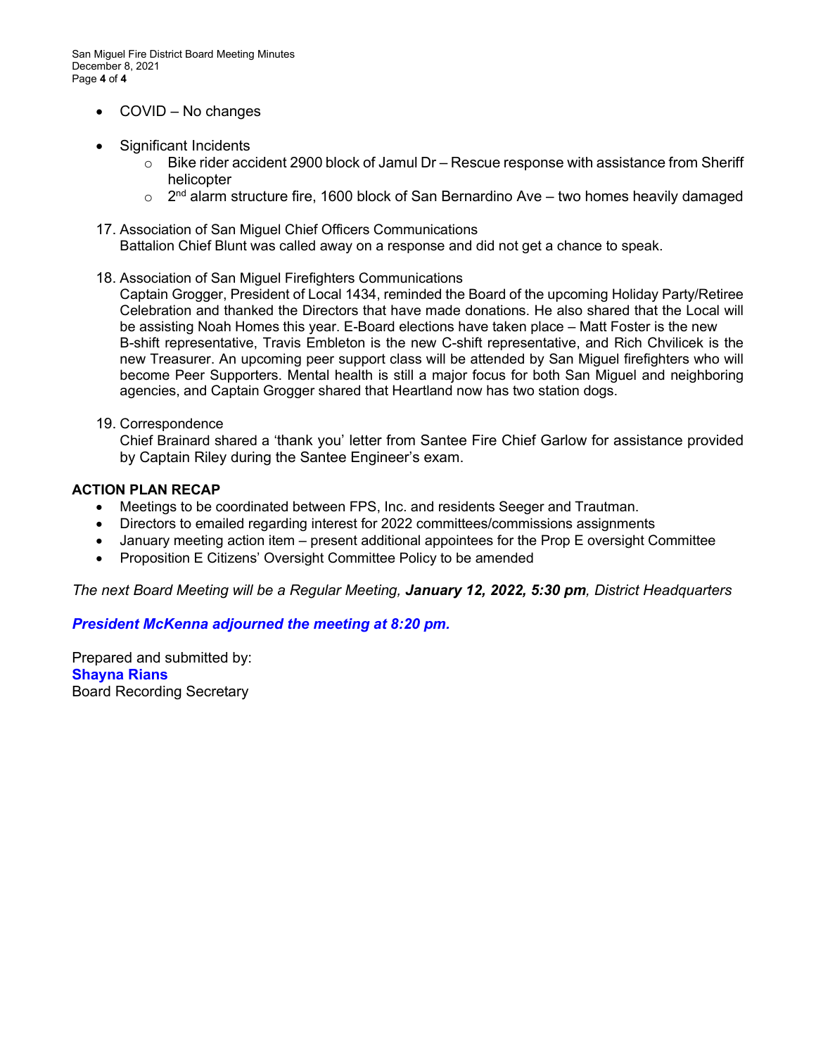- COVID – No changes

- Significant Incidents
  - Bike rider accident 2900 block of Jamul Dr – Rescue response with assistance from Sheriff helicopter
  - 2nd alarm structure fire, 1600 block of San Bernardino Ave – two homes heavily damaged

17. Association of San Miguel Chief Officers Communications
    Battalion Chief Blunt was called away on a response and did not get a chance to speak.

18. Association of San Miguel Firefighters Communications
    Captain Grogger, President of Local 1434, reminded the Board of the upcoming Holiday Party/Retiree Celebration and thanked the Directors that have made donations. He also shared that the Local will be assisting Noah Homes this year. E-Board elections have taken place – Matt Foster is the new B-shift representative, Travis Embleton is the new C-shift representative, and Rich Chvilicek is the new Treasurer. An upcoming peer support class will be attended by San Miguel firefighters who will become Peer Supporters. Mental health is still a major focus for both San Miguel and neighboring agencies, and Captain Grogger shared that Heartland now has two station dogs.

19. Correspondence
    Chief Brainard shared a 'thank you' letter from Santee Fire Chief Garlow for assistance provided by Captain Riley during the Santee Engineer's exam.

**ACTION PLAN RECAP**

- Meetings to be coordinated between FPS, Inc. and residents Seeger and Trautman.
- Directors to emailed regarding interest for 2022 committees/commissions assignments
- January meeting action item – present additional appointees for the Prop E oversight Committee
- Proposition E Citizens' Oversight Committee Policy to be amended

*The next Board Meeting will be a Regular Meeting, **January 12, 2022, 5:30 pm**, District Headquarters*

***President McKenna adjourned the meeting at 8:20 pm.***

Prepared and submitted by:
**Shayna Rians**
Board Recording Secretary